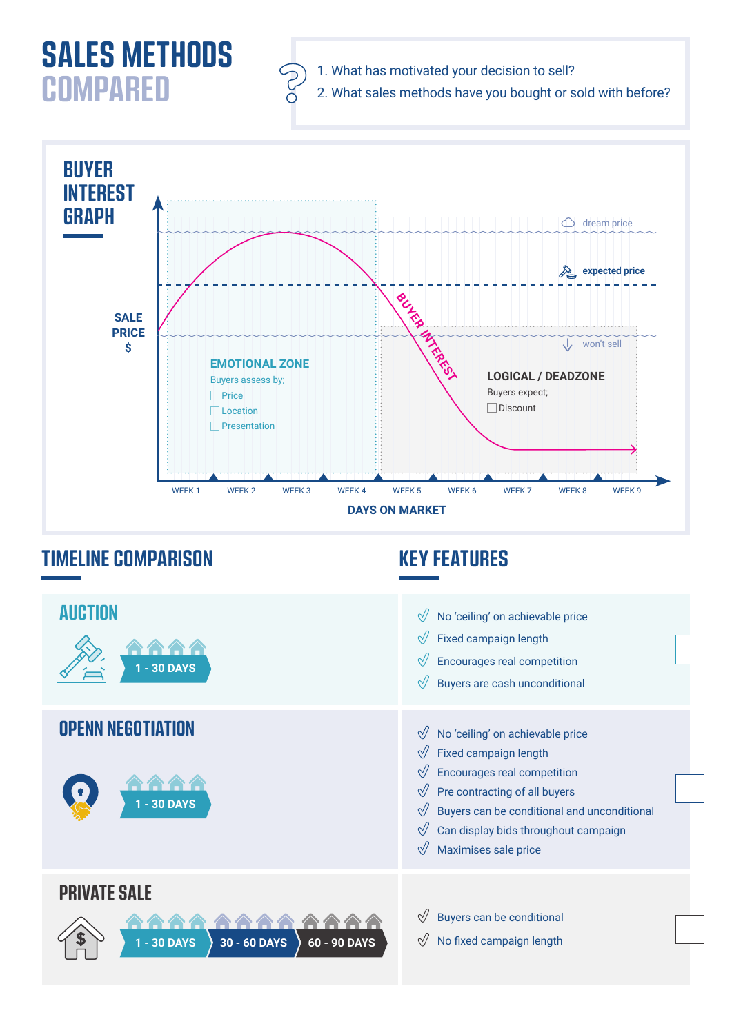# SALES METHODS COMPARED

1. What has motivated your decision to sell?
2. What sales methods have you bought or sold with before?

## BUYER INTEREST GRAPH

SALE PRICE $

dream price

expected price

won't sell

BUYER INTEREST

**EMOTIONAL ZONE**

Buyers assess by;

- ☐ Price
- ☐ Location
- ☐ Presentation

**LOGICAL / DEADZONE**

Buyers expect;

- ☐ Discount

WEEK 1 WEEK 2 WEEK 3 WEEK 4 WEEK 5 WEEK 6 WEEK 7 WEEK 8 WEEK 9

DAYS ON MARKET

## TIMELINE COMPARISON

## KEY FEATURES

### AUCTION

1 - 30 DAYS

- No 'ceiling' on achievable price
- Fixed campaign length
- Encourages real competition
- Buyers are cash unconditional

### OPENN NEGOTIATION

1 - 30 DAYS

- No 'ceiling' on achievable price
- Fixed campaign length
- Encourages real competition
- Pre contracting of all buyers
- Buyers can be conditional and unconditional
- Can display bids throughout campaign
- Maximises sale price

### PRIVATE SALE

1 - 30 DAYS | 30 - 60 DAYS | 60 - 90 DAYS

- Buyers can be conditional
- No fixed campaign length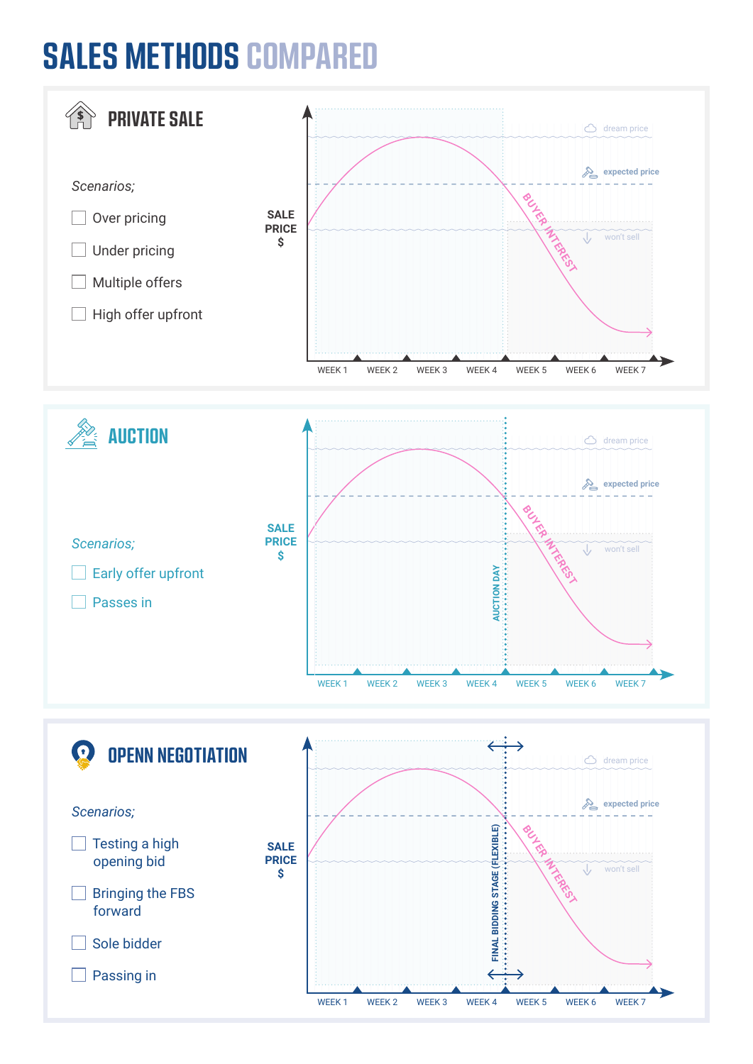# SALES METHODS COMPARED

## PRIVATE SALE

*Scenarios;*

- [ ] Over pricing
- [ ] Under pricing
- [ ] Multiple offers
- [ ] High offer upfront

SALE PRICE $

dream price

expected price

won't sell

BUYER INTEREST

WEEK 1
WEEK 2
WEEK 3
WEEK 4
WEEK 5
WEEK 6
WEEK 7

## AUCTION

*Scenarios;*

- [ ] Early offer upfront
- [ ] Passes in

SALE PRICE $

dream price

expected price

won't sell

AUCTION DAY

BUYER INTEREST

WEEK 1
WEEK 2
WEEK 3
WEEK 4
WEEK 5
WEEK 6
WEEK 7

## OPENN NEGOTIATION

*Scenarios;*

- [ ] Testing a high opening bid
- [ ] Bringing the FBS forward
- [ ] Sole bidder
- [ ] Passing in

SALE PRICE $

dream price

expected price

won't sell

FINAL BIDDING STAGE (FLEXIBLE)

BUYER INTEREST

WEEK 1
WEEK 2
WEEK 3
WEEK 4
WEEK 5
WEEK 6
WEEK 7